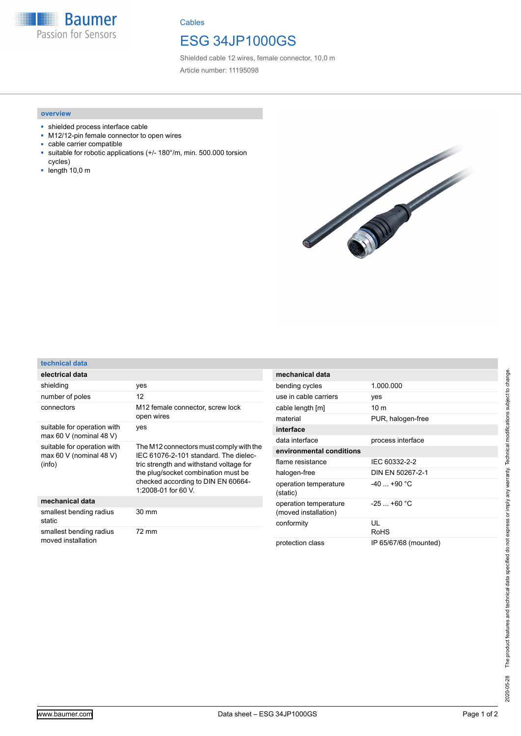Cables

# ESG 34JP1000GS

Shielded cable 12 wires, female connector, 10,0 m

Article number: 11195098

## overview

- shielded process interface cable
- M12/12-pin female connector to open wires
- cable carrier compatible
- suitable for robotic applications (+/- 180°/m, min. 500.000 torsion cycles)
- length 10,0 m

## technical data

| **electrical data** | |
|---|---|
| shielding | yes |
| number of poles | 12 |
| connectors | M12 female connector, screw lock<br>open wires |
| suitable for operation with max 60 V (nominal 48 V) | yes |
| suitable for operation with max 60 V (nominal 48 V) (info) | The M12 connectors must comply with the IEC 61076-2-101 standard. The dielectric strength and withstand voltage for the plug/socket combination must be checked according to DIN EN 60664-1:2008-01 for 60 V. |
| **mechanical data** | |
| smallest bending radius static | 30 mm |
| smallest bending radius moved installation | 72 mm |

| **mechanical data** | |
|---|---|
| bending cycles | 1.000.000 |
| use in cable carriers | yes |
| cable length [m] | 10 m |
| material | PUR, halogen-free |
| **interface** | |
| data interface | process interface |
| **environmental conditions** | |
| flame resistance | IEC 60332-2-2 |
| halogen-free | DIN EN 50267-2-1 |
| operation temperature (static) | -40 ... +90 °C |
| operation temperature (moved installation) | -25 ... +60 °C |
| conformity | UL<br>RoHS |
| protection class | IP 65/67/68 (mounted) |

2020-05-28 The product features and technical data specified do not express or imply any warranty. Technical modifications subject to change.

www.baumer.com

Data sheet – ESG 34JP1000GS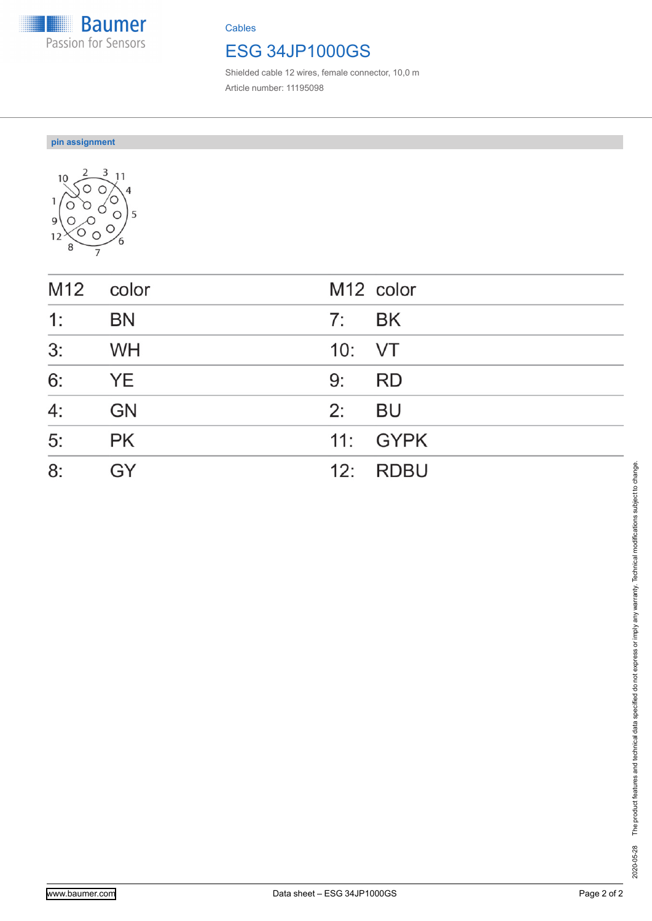Cables

# ESG 34JP1000GS

Shielded cable 12 wires, female connector, 10,0 m

Article number: 11195098

## pin assignment

10 2 3 11 4 1 5 9 12 6 8 7

| M12 | color | M12 | color |
|---|---|---|---|
| 1: | BN | 7: | BK |
| 3: | WH | 10: | VT |
| 6: | YE | 9: | RD |
| 4: | GN | 2: | BU |
| 5: | PK | 11: | GYPK |
| 8: | GY | 12: | RDBU |

2020-05-28 The product features and technical data specified do not express or imply any warranty. Technical modifications subject to change.

www.baumer.com Data sheet – ESG 34JP1000GS